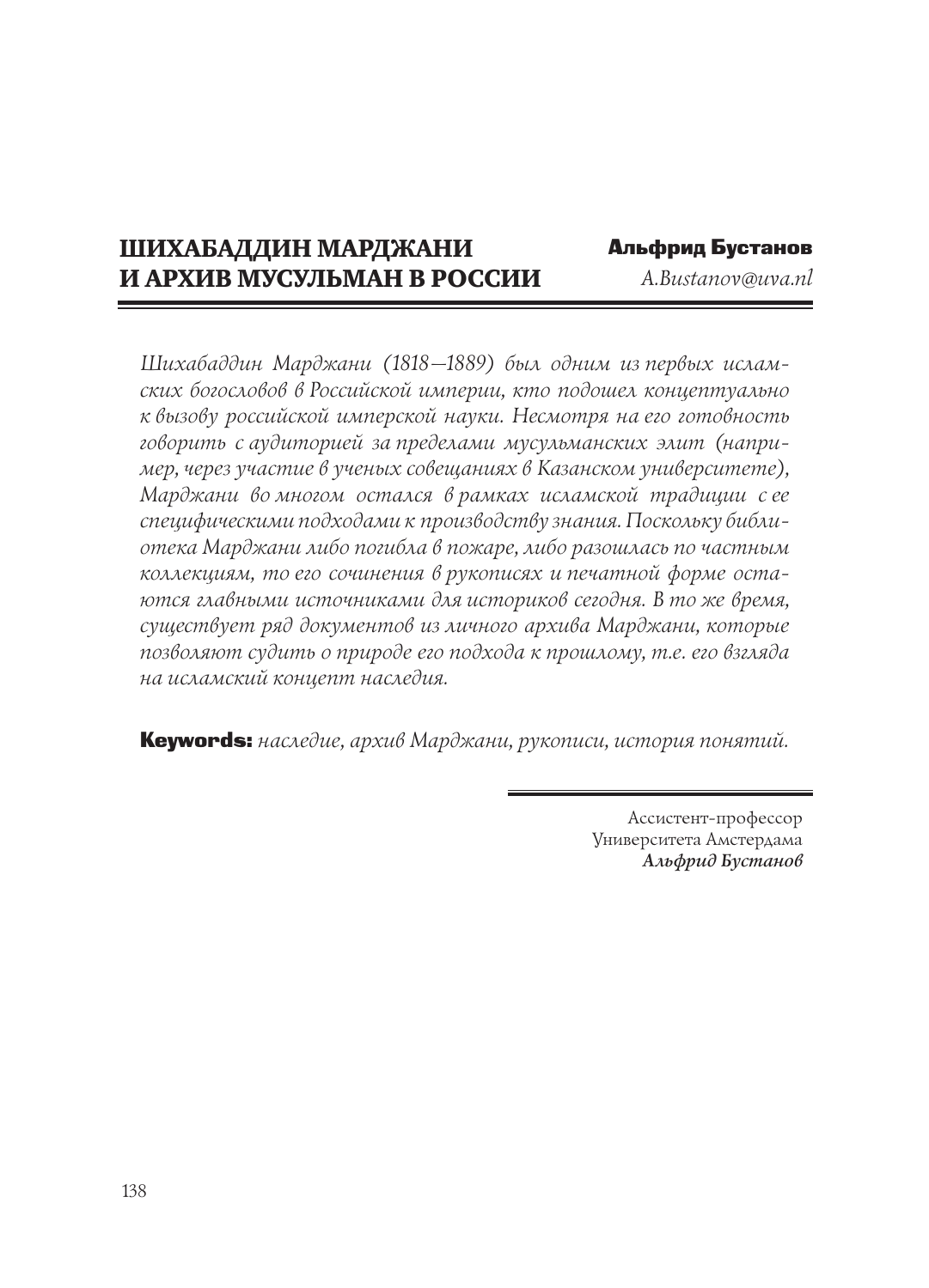# ШИХАБАДДИН МАРДЖАНИ И АРХИВ МУСУЛЬМАН В РОССИИ

**Альфрид Бустанов**

*A.Bustanov@uva.nl*

*Шихабаддин Марджани (1818–1889) был одним из первых исламских богословов в Российской империи, кто подошел концептуально к вызову российской имперской науки. Несмотря на его готовность говорить с аудиторией за пределами мусульманских элит (например, через участие в ученых совещаниях в Казанском университете), Марджани во многом остался в рамках исламской традиции с ее специфическими подходами к производству знания. Поскольку библиотека Марджани либо погибла в пожаре, либо разошлась по частным коллекциям, то его сочинения в рукописях и печатной форме остаются главными источниками для историков сегодня. В то же время, существует ряд документов из личного архива Марджани, которые позволяют судить о природе его подхода к прошлому, т.е. его взгляда на исламский концепт наследия.*

**Keywords:** *наследие, архив Марджани, рукописи, история понятий.*

Ассистент-профессор
Университета Амстердама
***Альфрид Бустанов***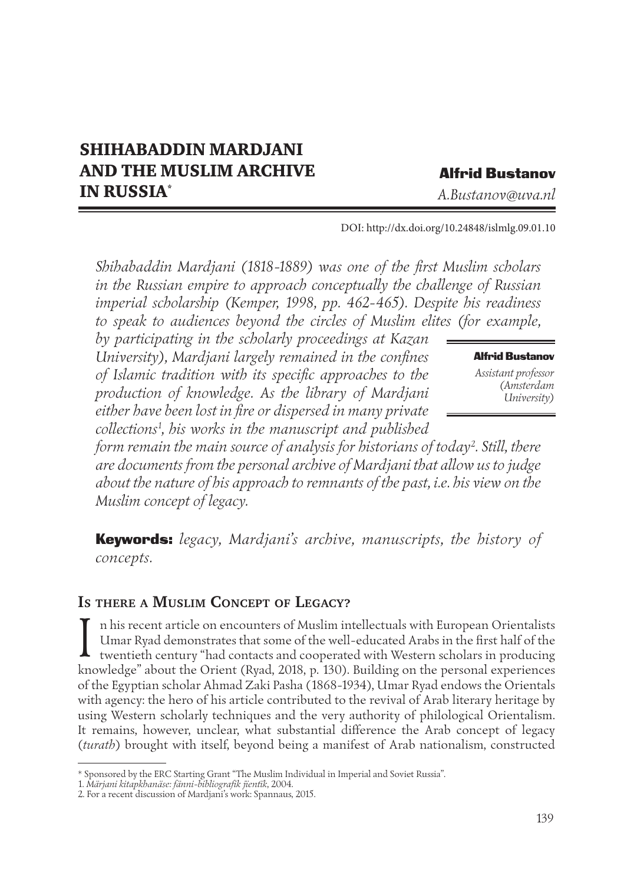# SHIHABADDIN MARDJANI AND THE MUSLIM ARCHIVE IN RUSSIA*

**Alfrid Bustanov**

*A.Bustanov@uva.nl*

DOI: http://dx.doi.org/10.24848/islmlg.09.01.10

**Alfrid Bustanov**

*Assistant professor (Amsterdam University)*

*Shihabaddin Mardjani (1818-1889) was one of the first Muslim scholars in the Russian empire to approach conceptually the challenge of Russian imperial scholarship (Kemper, 1998, pp. 462-465). Despite his readiness to speak to audiences beyond the circles of Muslim elites (for example, by participating in the scholarly proceedings at Kazan University), Mardjani largely remained in the confines of Islamic tradition with its specific approaches to the production of knowledge. As the library of Mardjani either have been lost in fire or dispersed in many private collections[1], his works in the manuscript and published form remain the main source of analysis for historians of today[2]. Still, there are documents from the personal archive of Mardjani that allow us to judge about the nature of his approach to remnants of the past, i.e. his view on the Muslim concept of legacy.*

**Keywords:** *legacy, Mardjani's archive, manuscripts, the history of concepts.*

## Is there a Muslim Concept of Legacy?

In his recent article on encounters of Muslim intellectuals with European Orientalists Umar Ryad demonstrates that some of the well-educated Arabs in the first half of the twentieth century "had contacts and cooperated with Western scholars in producing knowledge" about the Orient (Ryad, 2018, p. 130). Building on the personal experiences of the Egyptian scholar Ahmad Zaki Pasha (1868-1934), Umar Ryad endows the Orientals with agency: the hero of his article contributed to the revival of Arab literary heritage by using Western scholarly techniques and the very authority of philological Orientalism. It remains, however, unclear, what substantial difference the Arab concept of legacy (*turath*) brought with itself, beyond being a manifest of Arab nationalism, constructed

---

\* Sponsored by the ERC Starting Grant "The Muslim Individual in Imperial and Soviet Russia".

1. *Märjani kitapkhanäse: fänni-bibliografik jientik*, 2004.

2. For a recent discussion of Mardjani's work: Spannaus, 2015.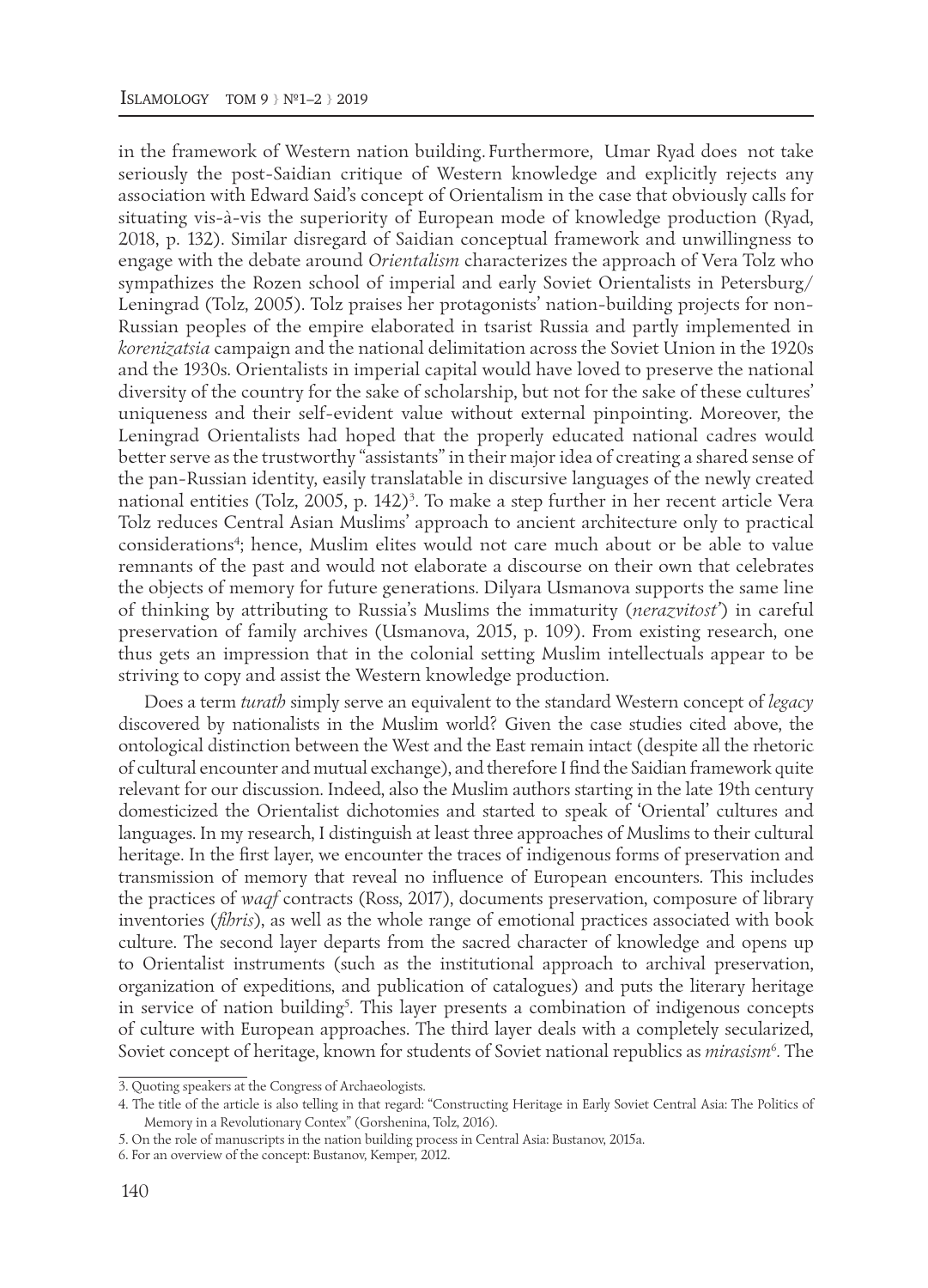in the framework of Western nation building. Furthermore, Umar Ryad does not take seriously the post-Saidian critique of Western knowledge and explicitly rejects any association with Edward Said's concept of Orientalism in the case that obviously calls for situating vis-à-vis the superiority of European mode of knowledge production (Ryad, 2018, p. 132). Similar disregard of Saidian conceptual framework and unwillingness to engage with the debate around *Orientalism* characterizes the approach of Vera Tolz who sympathizes the Rozen school of imperial and early Soviet Orientalists in Petersburg/ Leningrad (Tolz, 2005). Tolz praises her protagonists' nation-building projects for non-Russian peoples of the empire elaborated in tsarist Russia and partly implemented in *korenizatsia* campaign and the national delimitation across the Soviet Union in the 1920s and the 1930s. Orientalists in imperial capital would have loved to preserve the national diversity of the country for the sake of scholarship, but not for the sake of these cultures' uniqueness and their self-evident value without external pinpointing. Moreover, the Leningrad Orientalists had hoped that the properly educated national cadres would better serve as the trustworthy "assistants" in their major idea of creating a shared sense of the pan-Russian identity, easily translatable in discursive languages of the newly created national entities (Tolz, 2005, p. 142)[3]. To make a step further in her recent article Vera Tolz reduces Central Asian Muslims' approach to ancient architecture only to practical considerations[4]; hence, Muslim elites would not care much about or be able to value remnants of the past and would not elaborate a discourse on their own that celebrates the objects of memory for future generations. Dilyara Usmanova supports the same line of thinking by attributing to Russia's Muslims the immaturity (*nerazvitost'*) in careful preservation of family archives (Usmanova, 2015, p. 109). From existing research, one thus gets an impression that in the colonial setting Muslim intellectuals appear to be striving to copy and assist the Western knowledge production.

Does a term *turath* simply serve an equivalent to the standard Western concept of *legacy* discovered by nationalists in the Muslim world? Given the case studies cited above, the ontological distinction between the West and the East remain intact (despite all the rhetoric of cultural encounter and mutual exchange), and therefore I find the Saidian framework quite relevant for our discussion. Indeed, also the Muslim authors starting in the late 19th century domesticized the Orientalist dichotomies and started to speak of 'Oriental' cultures and languages. In my research, I distinguish at least three approaches of Muslims to their cultural heritage. In the first layer, we encounter the traces of indigenous forms of preservation and transmission of memory that reveal no influence of European encounters. This includes the practices of *waqf* contracts (Ross, 2017), documents preservation, composure of library inventories (*fihris*), as well as the whole range of emotional practices associated with book culture. The second layer departs from the sacred character of knowledge and opens up to Orientalist instruments (such as the institutional approach to archival preservation, organization of expeditions, and publication of catalogues) and puts the literary heritage in service of nation building[5]. This layer presents a combination of indigenous concepts of culture with European approaches. The third layer deals with a completely secularized, Soviet concept of heritage, known for students of Soviet national republics as *mirasism*[6]. The

3. Quoting speakers at the Congress of Archaeologists.

4. The title of the article is also telling in that regard: "Constructing Heritage in Early Soviet Central Asia: The Politics of Memory in a Revolutionary Contex" (Gorshenina, Tolz, 2016).

5. On the role of manuscripts in the nation building process in Central Asia: Bustanov, 2015a.

6. For an overview of the concept: Bustanov, Kemper, 2012.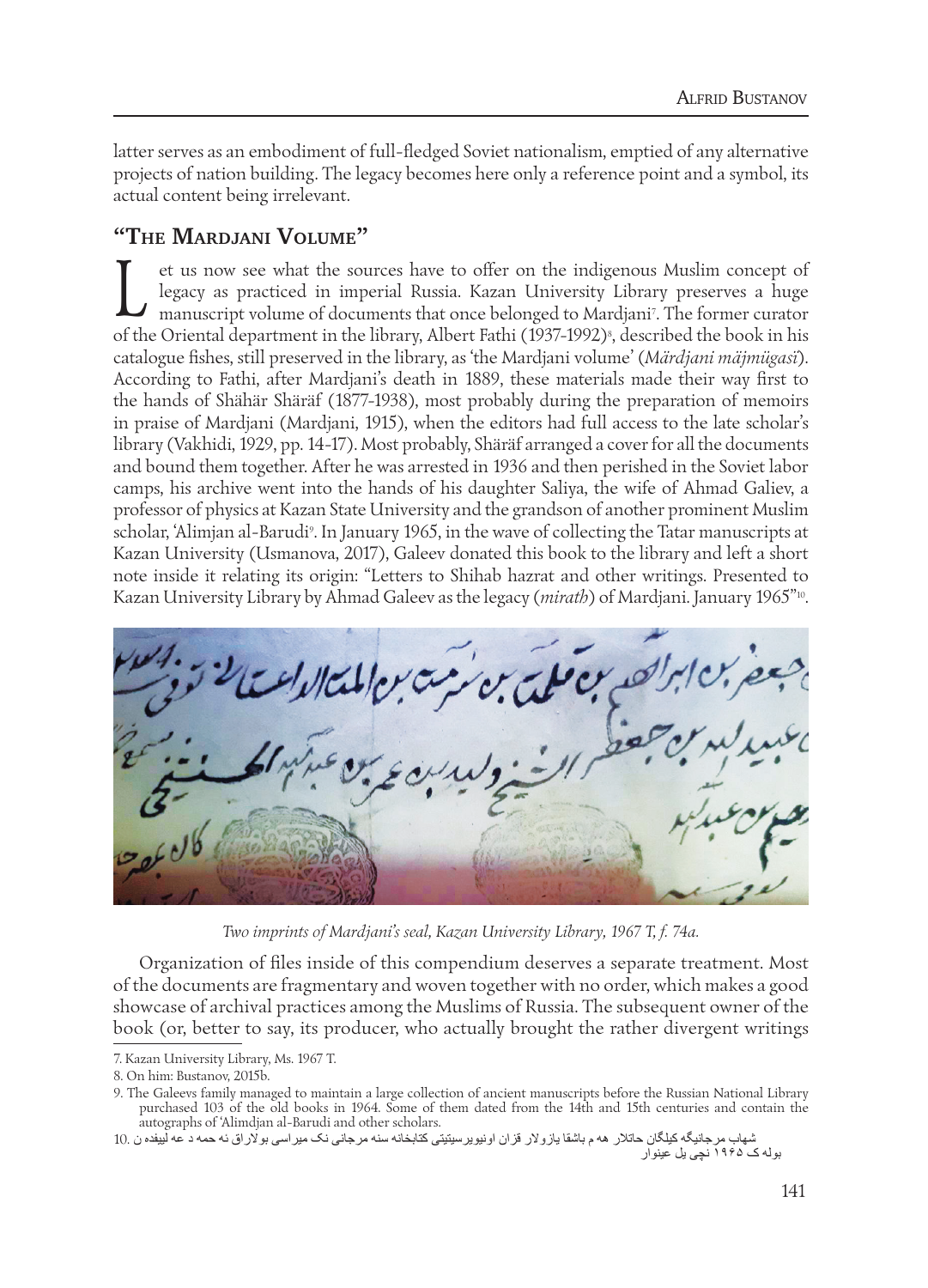latter serves as an embodiment of full-fledged Soviet nationalism, emptied of any alternative projects of nation building. The legacy becomes here only a reference point and a symbol, its actual content being irrelevant.

## "The Mardjani Volume"

Let us now see what the sources have to offer on the indigenous Muslim concept of legacy as practiced in imperial Russia. Kazan University Library preserves a huge manuscript volume of documents that once belonged to Mardjani[7]. The former curator of the Oriental department in the library, Albert Fathi (1937-1992)[8], described the book in his catalogue fishes, still preserved in the library, as 'the Mardjani volume' (*Märdjani mäjmügasï*). According to Fathi, after Mardjani's death in 1889, these materials made their way first to the hands of Shähär Shäräf (1877-1938), most probably during the preparation of memoirs in praise of Mardjani (Mardjani, 1915), when the editors had full access to the late scholar's library (Vakhidi, 1929, pp. 14-17). Most probably, Shäräf arranged a cover for all the documents and bound them together. After he was arrested in 1936 and then perished in the Soviet labor camps, his archive went into the hands of his daughter Saliya, the wife of Ahmad Galiev, a professor of physics at Kazan State University and the grandson of another prominent Muslim scholar, 'Alimjan al-Barudi[9]. In January 1965, in the wave of collecting the Tatar manuscripts at Kazan University (Usmanova, 2017), Galeev donated this book to the library and left a short note inside it relating its origin: "Letters to Shihab hazrat and other writings. Presented to Kazan University Library by Ahmad Galeev as the legacy (*mirath*) of Mardjani. January 1965"[10].

*Two imprints of Mardjani's seal, Kazan University Library, 1967 T, f. 74a.*

Organization of files inside of this compendium deserves a separate treatment. Most of the documents are fragmentary and woven together with no order, which makes a good showcase of archival practices among the Muslims of Russia. The subsequent owner of the book (or, better to say, its producer, who actually brought the rather divergent writings

---

7. Kazan University Library, Ms. 1967 T.

8. On him: Bustanov, 2015b.

9. The Galeevs family managed to maintain a large collection of ancient manuscripts before the Russian National Library purchased 103 of the old books in 1964. Some of them dated from the 14th and 15th centuries and contain the autographs of 'Alimdjan al-Barudi and other scholars.

10. شهاب مرجانیگه کیلگان حاتلار هه م باشقا یازولار قزان اونیویرسیتیتی کتابخانه سنه مرجانی نک میراسی بولاراق نه حمه د عه لیيفده ن بوله ک ۱۹۶۵ نچی یل غینوار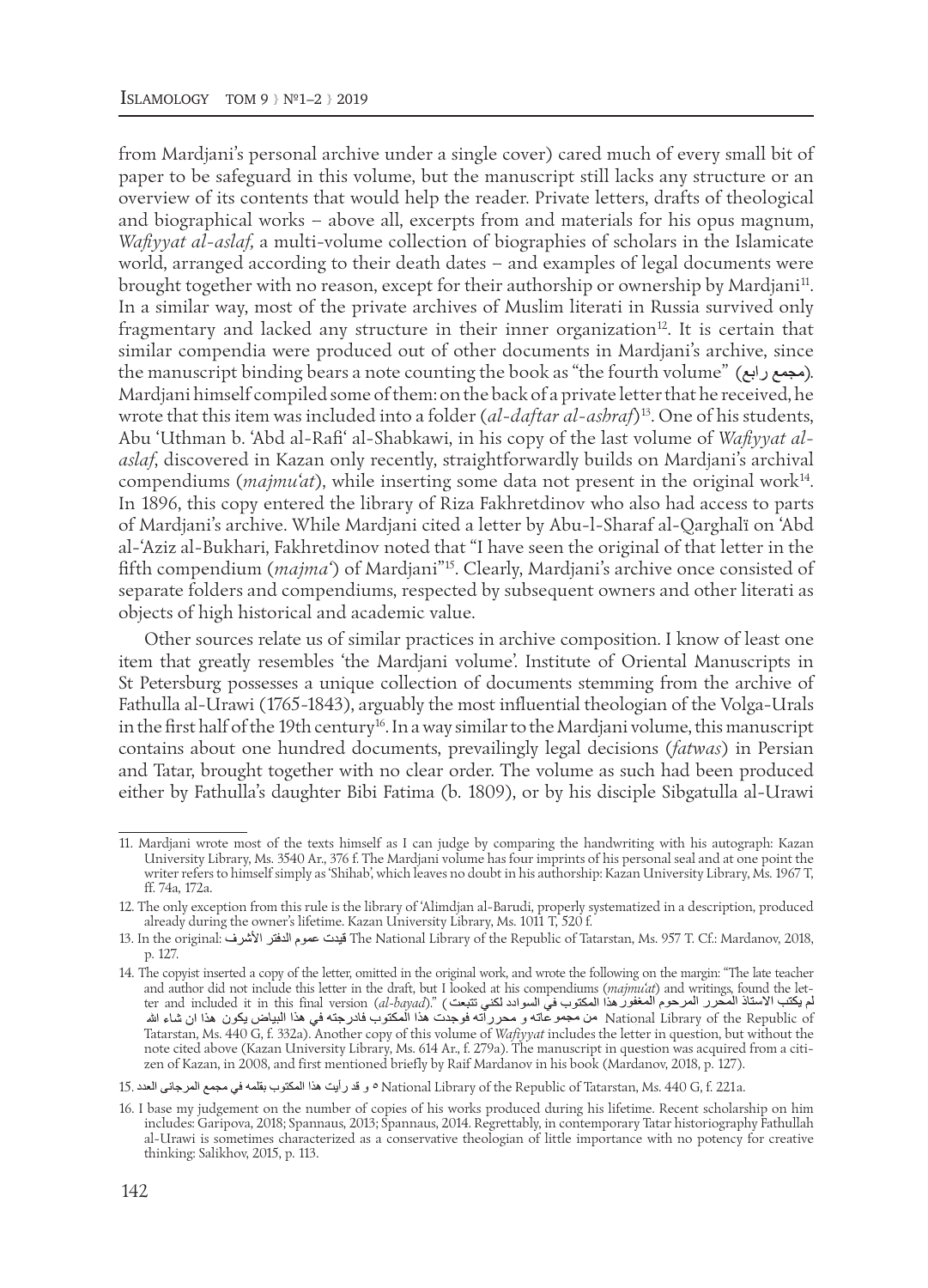from Mardjani's personal archive under a single cover) cared much of every small bit of paper to be safeguard in this volume, but the manuscript still lacks any structure or an overview of its contents that would help the reader. Private letters, drafts of theological and biographical works – above all, excerpts from and materials for his opus magnum, *Wafiyyat al-aslaf*, a multi-volume collection of biographies of scholars in the Islamicate world, arranged according to their death dates – and examples of legal documents were brought together with no reason, except for their authorship or ownership by Mardjani[11]. In a similar way, most of the private archives of Muslim literati in Russia survived only fragmentary and lacked any structure in their inner organization[12]. It is certain that similar compendia were produced out of other documents in Mardjani's archive, since the manuscript binding bears a note counting the book as "the fourth volume" (مجمع رابع). Mardjani himself compiled some of them: on the back of a private letter that he received, he wrote that this item was included into a folder (*al-daftar al-ashraf*)[13]. One of his students, Abu 'Uthman b. 'Abd al-Rafi' al-Shabkawi, in his copy of the last volume of *Wafiyyat al-aslaf*, discovered in Kazan only recently, straightforwardly builds on Mardjani's archival compendiums (*majmu'at*), while inserting some data not present in the original work[14]. In 1896, this copy entered the library of Riza Fakhretdinov who also had access to parts of Mardjani's archive. While Mardjani cited a letter by Abu-l-Sharaf al-Qarghalï on 'Abd al-'Aziz al-Bukhari, Fakhretdinov noted that "I have seen the original of that letter in the fifth compendium (*majma'*) of Mardjani"[15]. Clearly, Mardjani's archive once consisted of separate folders and compendiums, respected by subsequent owners and other literati as objects of high historical and academic value.

Other sources relate us of similar practices in archive composition. I know of least one item that greatly resembles 'the Mardjani volume'. Institute of Oriental Manuscripts in St Petersburg possesses a unique collection of documents stemming from the archive of Fathulla al-Urawi (1765-1843), arguably the most influential theologian of the Volga-Urals in the first half of the 19th century[16]. In a way similar to the Mardjani volume, this manuscript contains about one hundred documents, prevailingly legal decisions (*fatwas*) in Persian and Tatar, brought together with no clear order. The volume as such had been produced either by Fathulla's daughter Bibi Fatima (b. 1809), or by his disciple Sibgatulla al-Urawi

---

11. Mardjani wrote most of the texts himself as I can judge by comparing the handwriting with his autograph: Kazan University Library, Ms. 3540 Ar., 376 f. The Mardjani volume has four imprints of his personal seal and at one point the writer refers to himself simply as 'Shihab', which leaves no doubt in his authorship: Kazan University Library, Ms. 1967 T, ff. 74a, 172a.

12. The only exception from this rule is the library of 'Alimdjan al-Barudi, properly systematized in a description, produced already during the owner's lifetime. Kazan University Library, Ms. 1011 T, 520 f.

13. In the original: قيدت عموم الدفتر الأشرف The National Library of the Republic of Tatarstan, Ms. 957 T. Cf.: Mardanov, 2018, p. 127.

14. The copyist inserted a copy of the letter, omitted in the original work, and wrote the following on the margin: "The late teacher and author did not include this letter in the draft, but I looked at his compendiums (*majmu'at*) and writings, found the letter and included it in this final version (*al-bayad*)." (لم يكتب الاستاذ المحرر المرحوم المغفور هذا المكتوب في السوادد لكني تتبعت من مجموعاته و محرراته فوجدت هذا المكتوب فادرجته في هذا البياض يكون هذا ان شاء الله) National Library of the Republic of Tatarstan, Ms. 440 G, f. 332a). Another copy of this volume of *Wafiyyat* includes the letter in question, but without the note cited above (Kazan University Library, Ms. 614 Ar., f. 279a). The manuscript in question was acquired from a citizen of Kazan, in 2008, and first mentioned briefly by Raif Mardanov in his book (Mardanov, 2018, p. 127).

15. و قد رأيت هذا المكتوب بقلمه في مجمع المرجانى العدد ٥ National Library of the Republic of Tatarstan, Ms. 440 G, f. 221a.

16. I base my judgement on the number of copies of his works produced during his lifetime. Recent scholarship on him includes: Garipova, 2018; Spannaus, 2013; Spannaus, 2014. Regrettably, in contemporary Tatar historiography Fathullah al-Urawi is sometimes characterized as a conservative theologian of little importance with no potency for creative thinking: Salikhov, 2015, p. 113.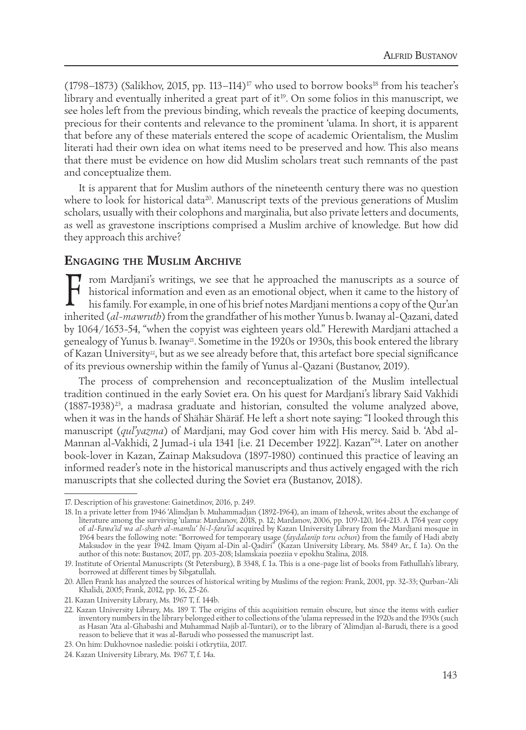(1798–1873) (Salikhov, 2015, pp. 113–114)[17] who used to borrow books[18] from his teacher's library and eventually inherited a great part of it[19]. On some folios in this manuscript, we see holes left from the previous binding, which reveals the practice of keeping documents, precious for their contents and relevance to the prominent 'ulama. In short, it is apparent that before any of these materials entered the scope of academic Orientalism, the Muslim literati had their own idea on what items need to be preserved and how. This also means that there must be evidence on how did Muslim scholars treat such remnants of the past and conceptualize them.

It is apparent that for Muslim authors of the nineteenth century there was no question where to look for historical data[20]. Manuscript texts of the previous generations of Muslim scholars, usually with their colophons and marginalia, but also private letters and documents, as well as gravestone inscriptions comprised a Muslim archive of knowledge. But how did they approach this archive?

## Engaging the Muslim Archive

From Mardjani's writings, we see that he approached the manuscripts as a source of historical information and even as an emotional object, when it came to the history of his family. For example, in one of his brief notes Mardjani mentions a copy of the Qur'an inherited (*al-mawruth*) from the grandfather of his mother Yunus b. Iwanay al-Qazani, dated by 1064/1653-54, "when the copyist was eighteen years old." Herewith Mardjani attached a genealogy of Yunus b. Iwanay[21]. Sometime in the 1920s or 1930s, this book entered the library of Kazan University[22], but as we see already before that, this artefact bore special significance of its previous ownership within the family of Yunus al-Qazani (Bustanov, 2019).

The process of comprehension and reconceptualization of the Muslim intellectual tradition continued in the early Soviet era. On his quest for Mardjani's library Said Vakhidi (1887-1938)[23], a madrasa graduate and historian, consulted the volume analyzed above, when it was in the hands of Shähär Shäräf. He left a short note saying: "I looked through this manuscript (*qul'yazma*) of Mardjani, may God cover him with His mercy. Said b. 'Abd al-Mannan al-Vakhidi, 2 Jumad-i ula 1341 [i.e. 21 December 1922]. Kazan"[24]. Later on another book-lover in Kazan, Zainap Maksudova (1897-1980) continued this practice of leaving an informed reader's note in the historical manuscripts and thus actively engaged with the rich manuscripts that she collected during the Soviet era (Bustanov, 2018).

---

17. Description of his gravestone: Gainetdinov, 2016, p. 249.

18. In a private letter from 1946 'Alimdjan b. Muhammadjan (1892-1964), an imam of Izhevsk, writes about the exchange of literature among the surviving 'ulama: Mardanov, 2018, p. 12; Mardanov, 2006, pp. 109-120, 164-213. A 1764 year copy of *al-Fawa'id wa al-sharh al-mamlu' bi-l-fara'id* acquired by Kazan University Library from the Mardjani mosque in 1964 bears the following note: "Borrowed for temporary usage (*faydalanïp toru ochun*) from the family of Hadi abzïy Maksudov in the year 1942. Imam Qiyam al-Din al-Qadiri" (Kazan University Library, Ms. 5849 Ar., f. 1a). On the author of this note: Bustanov, 2017, pp. 203-208; Islamskaia poeziia v epokhu Stalina, 2018.

19. Institute of Oriental Manuscripts (St Petersburg), B 3348, f. 1a. This is a one-page list of books from Fathullah's library, borrowed at different times by Sibgatullah.

20. Allen Frank has analyzed the sources of historical writing by Muslims of the region: Frank, 2001, pp. 32-33; Qurban-'Ali Khalidi, 2005; Frank, 2012, pp. 16, 25-26.

21. Kazan University Library, Ms. 1967 T, f. 144b.

22. Kazan University Library, Ms. 189 T. The origins of this acquisition remain obscure, but since the items with earlier inventory numbers in the library belonged either to collections of the 'ulama repressed in the 1920s and the 1930s (such as Hasan 'Ata al-Ghabashi and Muhammad Najib al-Tuntari), or to the library of 'Alimdjan al-Barudi, there is a good reason to believe that it was al-Barudi who possessed the manuscript last.

23. On him: Dukhovnoe nasledie: poiski i otkrytiia, 2017.

24. Kazan University Library, Ms. 1967 T, f. 14a.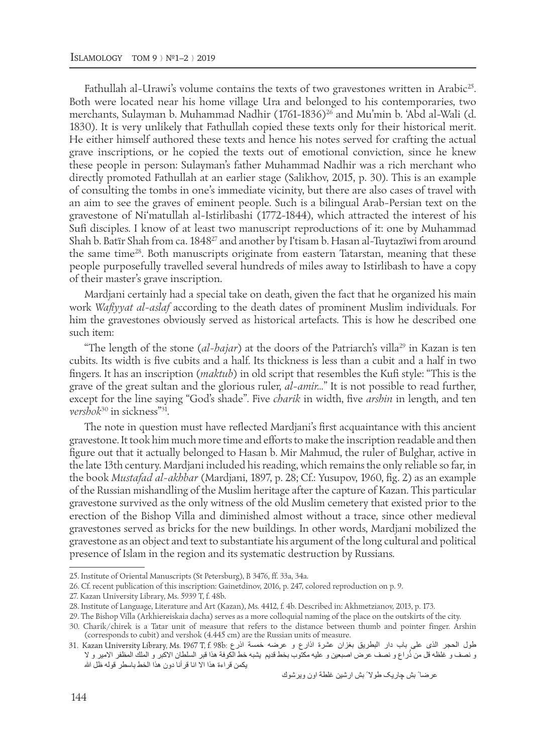Fathullah al-Urawi's volume contains the texts of two gravestones written in Arabic[25]. Both were located near his home village Ura and belonged to his contemporaries, two merchants, Sulayman b. Muhammad Nadhir (1761-1836)[26] and Mu'min b. 'Abd al-Wali (d. 1830). It is very unlikely that Fathullah copied these texts only for their historical merit. He either himself authored these texts and hence his notes served for crafting the actual grave inscriptions, or he copied the texts out of emotional conviction, since he knew these people in person: Sulayman's father Muhammad Nadhir was a rich merchant who directly promoted Fathullah at an earlier stage (Salikhov, 2015, p. 30). This is an example of consulting the tombs in one's immediate vicinity, but there are also cases of travel with an aim to see the graves of eminent people. Such is a bilingual Arab-Persian text on the gravestone of Ni'matullah al-Istirlibashi (1772-1844), which attracted the interest of his Sufi disciples. I know of at least two manuscript reproductions of it: one by Muhammad Shah b. Batïr Shah from ca. 1848[27] and another by I'tisam b. Hasan al-Tuytazïwi from around the same time[28]. Both manuscripts originate from eastern Tatarstan, meaning that these people purposefully travelled several hundreds of miles away to Istirlibash to have a copy of their master's grave inscription.

Mardjani certainly had a special take on death, given the fact that he organized his main work *Wafiyyat al-aslaf* according to the death dates of prominent Muslim individuals. For him the gravestones obviously served as historical artefacts. This is how he described one such item:

"The length of the stone (*al-hajar*) at the doors of the Patriarch's villa[29] in Kazan is ten cubits. Its width is five cubits and a half. Its thickness is less than a cubit and a half in two fingers. It has an inscription (*maktub*) in old script that resembles the Kufi style: "This is the grave of the great sultan and the glorious ruler, *al-amir...*" It is not possible to read further, except for the line saying "God's shade". Five *charik* in width, five *arshin* in length, and ten *vershok*[30] in sickness"[31].

The note in question must have reflected Mardjani's first acquaintance with this ancient gravestone. It took him much more time and efforts to make the inscription readable and then figure out that it actually belonged to Hasan b. Mir Mahmud, the ruler of Bulghar, active in the late 13th century. Mardjani included his reading, which remains the only reliable so far, in the book *Mustafad al-akhbar* (Mardjani, 1897, p. 28; Cf.: Yusupov, 1960, fig. 2) as an example of the Russian mishandling of the Muslim heritage after the capture of Kazan. This particular gravestone survived as the only witness of the old Muslim cemetery that existed prior to the erection of the Bishop Villa and diminished almost without a trace, since other medieval gravestones served as bricks for the new buildings. In other words, Mardjani mobilized the gravestone as an object and text to substantiate his argument of the long cultural and political presence of Islam in the region and its systematic destruction by Russians.

---

25. Institute of Oriental Manuscripts (St Petersburg), B 3476, ff. 33a, 34a.
26. Cf. recent publication of this inscription: Gainetdinov, 2016, p. 247, colored reproduction on p. 9.
27. Kazan University Library, Ms. 5939 T, f. 48b.
28. Institute of Language, Literature and Art (Kazan), Ms. 4412, f. 4b. Described in: Akhmetzianov, 2013, p. 173.
29. The Bishop Villa (Arkhiereiskaia dacha) serves as a more colloquial naming of the place on the outskirts of the city.
30. Charik/chirek is a Tatar unit of measure that refers to the distance between thumb and pointer finger. Arshin (corresponds to cubit) and vershok (4.445 cm) are the Russian units of measure.
31. Kazan University Library, Ms. 1967 T, f. 98b: طول الحجر الذى على باب دار البطريق بغزان عشرة اذارع و عرضه خمسة اذرع و نصف و غلظه قل من ذُراع و نصف عرض اصبعين و عليه مكتوب بخط قديم يشبه خط الكوفة هذا قبر السلطان الاكبر و الملك المظفر الامير و لا يكمن قراءة هذا الا انا قرأنا دون هذا الخط باسطر قوله ظل الله

عرضاً بش چاريک طولاً بش ارشين غلطة اون ويرشوك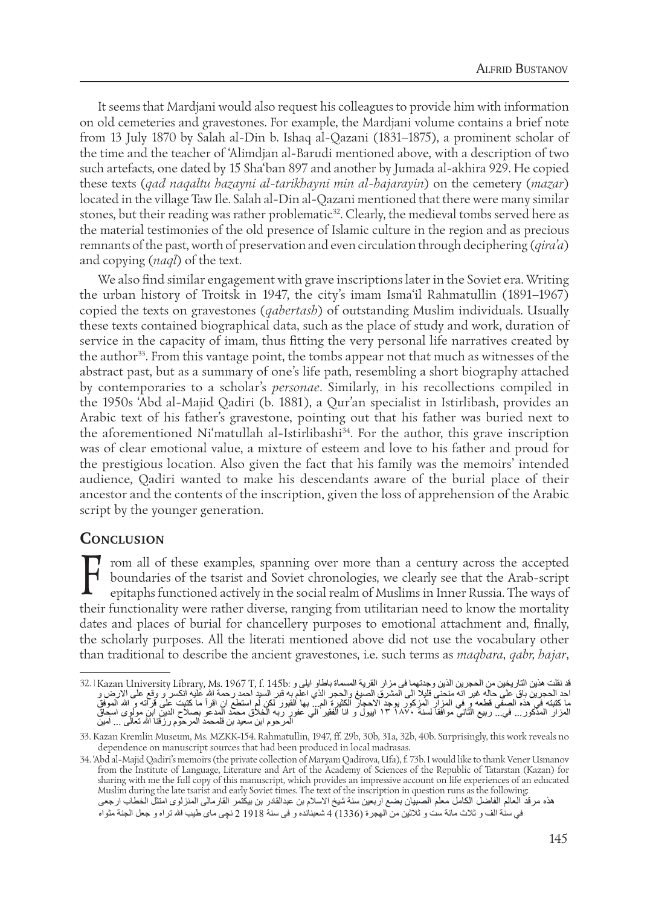It seems that Mardjani would also request his colleagues to provide him with information on old cemeteries and gravestones. For example, the Mardjani volume contains a brief note from 13 July 1870 by Salah al-Din b. Ishaq al-Qazani (1831–1875), a prominent scholar of the time and the teacher of ʿAlimdjan al-Barudi mentioned above, with a description of two such artefacts, one dated by 15 Shaʿban 897 and another by Jumada al-akhira 929. He copied these texts (*qad naqaltu hazayni al-tarikhayni min al-hajarayin*) on the cemetery (*mazar*) located in the village Taw Ile. Salah al-Din al-Qazani mentioned that there were many similar stones, but their reading was rather problematic[32]. Clearly, the medieval tombs served here as the material testimonies of the old presence of Islamic culture in the region and as precious remnants of the past, worth of preservation and even circulation through deciphering (*qira'a*) and copying (*naql*) of the text.

We also find similar engagement with grave inscriptions later in the Soviet era. Writing the urban history of Troitsk in 1947, the city's imam Ismaʿil Rahmatullin (1891–1967) copied the texts on gravestones (*qabertash*) of outstanding Muslim individuals. Usually these texts contained biographical data, such as the place of study and work, duration of service in the capacity of imam, thus fitting the very personal life narratives created by the author[33]. From this vantage point, the tombs appear not that much as witnesses of the abstract past, but as a summary of one's life path, resembling a short biography attached by contemporaries to a scholar's *personae*. Similarly, in his recollections compiled in the 1950s ʿAbd al-Majid Qadiri (b. 1881), a Qur'an specialist in Istirlibash, provides an Arabic text of his father's gravestone, pointing out that his father was buried next to the aforementioned Niʿmatullah al-Istirlibashi[34]. For the author, this grave inscription was of clear emotional value, a mixture of esteem and love to his father and proud for the prestigious location. Also given the fact that his family was the memoirs' intended audience, Qadiri wanted to make his descendants aware of the burial place of their ancestor and the contents of the inscription, given the loss of apprehension of the Arabic script by the younger generation.

## Conclusion

From all of these examples, spanning over more than a century across the accepted boundaries of the tsarist and Soviet chronologies, we clearly see that the Arab-script epitaphs functioned actively in the social realm of Muslims in Inner Russia. The ways of their functionality were rather diverse, ranging from utilitarian need to know the mortality dates and places of burial for chancellery purposes to emotional attachment and, finally, the scholarly purposes. All the literati mentioned above did not use the vocabulary other than traditional to describe the ancient gravestones, i.e. such terms as *maqbara*, *qabr, hajar*,

---

32. Kazan University Library, Ms. 1967 T, f. 145b: قد نقلت هذين التاريخين من الحجرين الذين وجدتهما في مزار القرية المسماة باطاو ايلى و احد الحجرين باق على حاله غير انه منحنى قليلا الى المشرق الصيغ والحجر الذي اعلم به قبر السيد احمد رحمة الله عليه انكسر و وقع على الارض و ما كتبته في هذه الصفي قطعه و في المزار المزكور يوجد الاحجار الكثيرة الم... بها القبور لكن لم استطع ان اقرأ ما كتبت على قرآته و الله الموفق المزار المذكور... في... ربيع الثاني موافقا لسنة ١٨٧٠ ١٣ ايبول و انا الفقير الى عفور ربه الخلاق محمد المدعو بصلاح الدين ابن مولوى اسحاق المرحوم ابن سعيد بن قلمحمد المرحوم رزقنا الله تعالى ... آمين

33. Kazan Kremlin Museum, Ms. MZKK-154. Rahmatullin, 1947, ff. 29b, 30b, 31a, 32b, 40b. Surprisingly, this work reveals no dependence on manuscript sources that had been produced in local madrasas.

34. ʿAbd al-Majid Qadiri's memoirs (the private collection of Maryam Qadirova, Ufa), f. 73b. I would like to thank Vener Usmanov from the Institute of Language, Literature and Art of the Academy of Sciences of the Republic of Tatarstan (Kazan) for sharing with me the full copy of this manuscript, which provides an impressive account on life experiences of an educated Muslim during the late tsarist and early Soviet times. The text of the inscription in question runs as the following:
هذه مرقد العالم الفاضل الكامل معلم الصبيان بضع اربعين سنة شيخ الاسلام بن عبدالقادر بن بيكتمر القارمالى المنزلوى امتثل الخطاب ارجعى في سنة الف و ثلاث مائة ست و ثلاثين من الهجرة (1336) 4 شعبانده و فى سنة 1918 2 نچى ماى طيب الله ثراه و جعل الجنة مثواه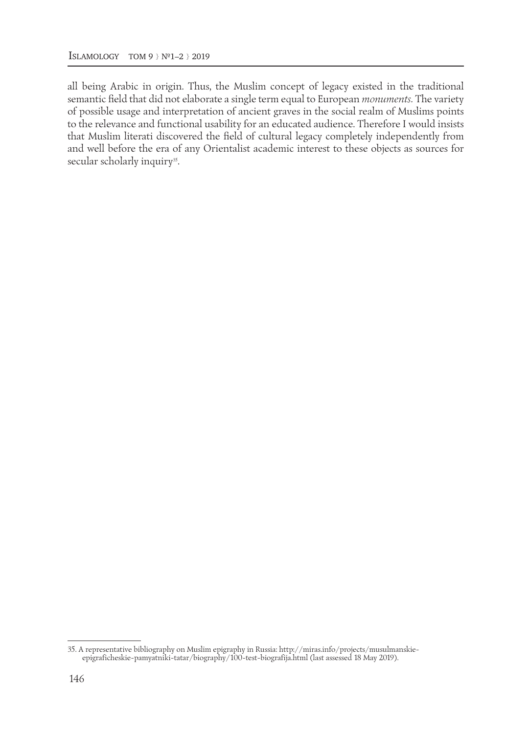all being Arabic in origin. Thus, the Muslim concept of legacy existed in the traditional semantic field that did not elaborate a single term equal to European *monuments.* The variety of possible usage and interpretation of ancient graves in the social realm of Muslims points to the relevance and functional usability for an educated audience. Therefore I would insists that Muslim literati discovered the field of cultural legacy completely independently from and well before the era of any Orientalist academic interest to these objects as sources for secular scholarly inquiry[35].

---

35. A representative bibliography on Muslim epigraphy in Russia: http://miras.info/projects/musulmanskie-epigraficheskie-pamyatniki-tatar/biography/100-test-biografija.html (last assessed 18 May 2019).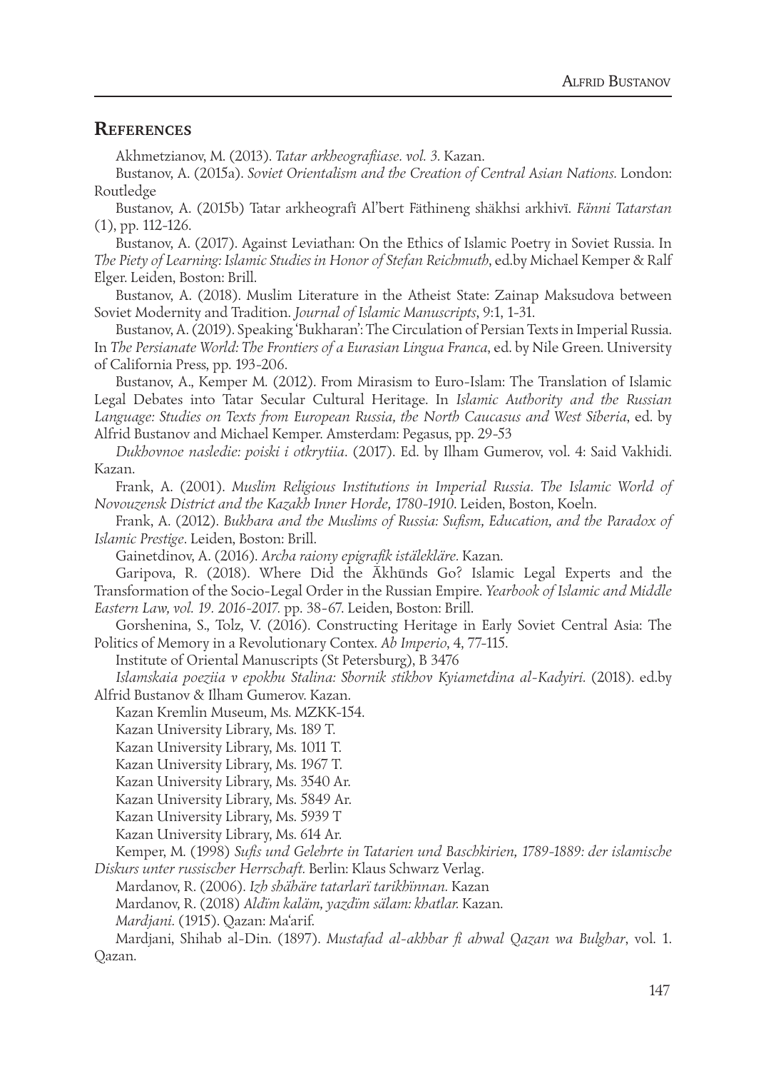## References

Akhmetzianov, M. (2013). *Tatar arkheografiiase. vol. 3.* Kazan.

Bustanov, A. (2015a). *Soviet Orientalism and the Creation of Central Asian Nations.* London: Routledge

Bustanov, A. (2015b) Tatar arkheografï Al'bert Fäthineng shäkhsi arkhivï. *Fänni Tatarstan* (1), pp. 112-126.

Bustanov, A. (2017). Against Leviathan: On the Ethics of Islamic Poetry in Soviet Russia. In *The Piety of Learning: Islamic Studies in Honor of Stefan Reichmuth*, ed.by Michael Kemper & Ralf Elger. Leiden, Boston: Brill.

Bustanov, A. (2018). Muslim Literature in the Atheist State: Zainap Maksudova between Soviet Modernity and Tradition. *Journal of Islamic Manuscripts*, 9:1, 1-31.

Bustanov, A. (2019). Speaking 'Bukharan': The Circulation of Persian Texts in Imperial Russia. In *The Persianate World: The Frontiers of a Eurasian Lingua Franca*, ed. by Nile Green. University of California Press, pp. 193-206.

Bustanov, A., Kemper M. (2012). From Mirasism to Euro-Islam: The Translation of Islamic Legal Debates into Tatar Secular Cultural Heritage. In *Islamic Authority and the Russian Language: Studies on Texts from European Russia, the North Caucasus and West Siberia*, ed. by Alfrid Bustanov and Michael Kemper. Amsterdam: Pegasus, pp. 29-53

*Dukhovnoe nasledie: poiski i otkrytiia*. (2017). Ed. by Ilham Gumerov, vol. 4: Said Vakhidi. Kazan.

Frank, A. (2001). *Muslim Religious Institutions in Imperial Russia. The Islamic World of Novouzensk District and the Kazakh Inner Horde, 1780-1910.* Leiden, Boston, Koeln.

Frank, A. (2012). *Bukhara and the Muslims of Russia: Sufism, Education, and the Paradox of Islamic Prestige*. Leiden, Boston: Brill.

Gainetdinov, A. (2016). *Archa raiony epigrafik istälekläre.* Kazan.

Garipova, R. (2018). Where Did the Ākhūnds Go? Islamic Legal Experts and the Transformation of the Socio-Legal Order in the Russian Empire. *Yearbook of Islamic and Middle Eastern Law, vol. 19. 2016-2017.* pp. 38-67. Leiden, Boston: Brill.

Gorshenina, S., Tolz, V. (2016). Constructing Heritage in Early Soviet Central Asia: The Politics of Memory in a Revolutionary Contex. *Ab Imperio*, 4, 77-115.

Institute of Oriental Manuscripts (St Petersburg), B 3476

*Islamskaia poeziia v epokhu Stalina: Sbornik stikhov Kyiametdina al-Kadyiri.* (2018). ed.by Alfrid Bustanov & Ilham Gumerov. Kazan.

Kazan Kremlin Museum, Ms. MZKK-154.

Kazan University Library, Ms. 189 T.

Kazan University Library, Ms. 1011 T.

Kazan University Library, Ms. 1967 T.

Kazan University Library, Ms. 3540 Ar.

Kazan University Library, Ms. 5849 Ar.

Kazan University Library, Ms. 5939 T

Kazan University Library, Ms. 614 Ar.

Kemper, M. (1998) *Sufis und Gelehrte in Tatarien und Baschkirien, 1789-1889: der islamische Diskurs unter russischer Herrschaft.* Berlin: Klaus Schwarz Verlag.

Mardanov, R. (2006). *Izh shähäre tatarlarï tarikhïnnan.* Kazan

Mardanov, R. (2018) *Aldïm kaläm, yazdïm sälam: khatlar.* Kazan.

*Mardjani.* (1915). Qazan: Ma'arif.

Mardjani, Shihab al-Din. (1897). *Mustafad al-akhbar fi ahwal Qazan wa Bulghar*, vol. 1. Qazan.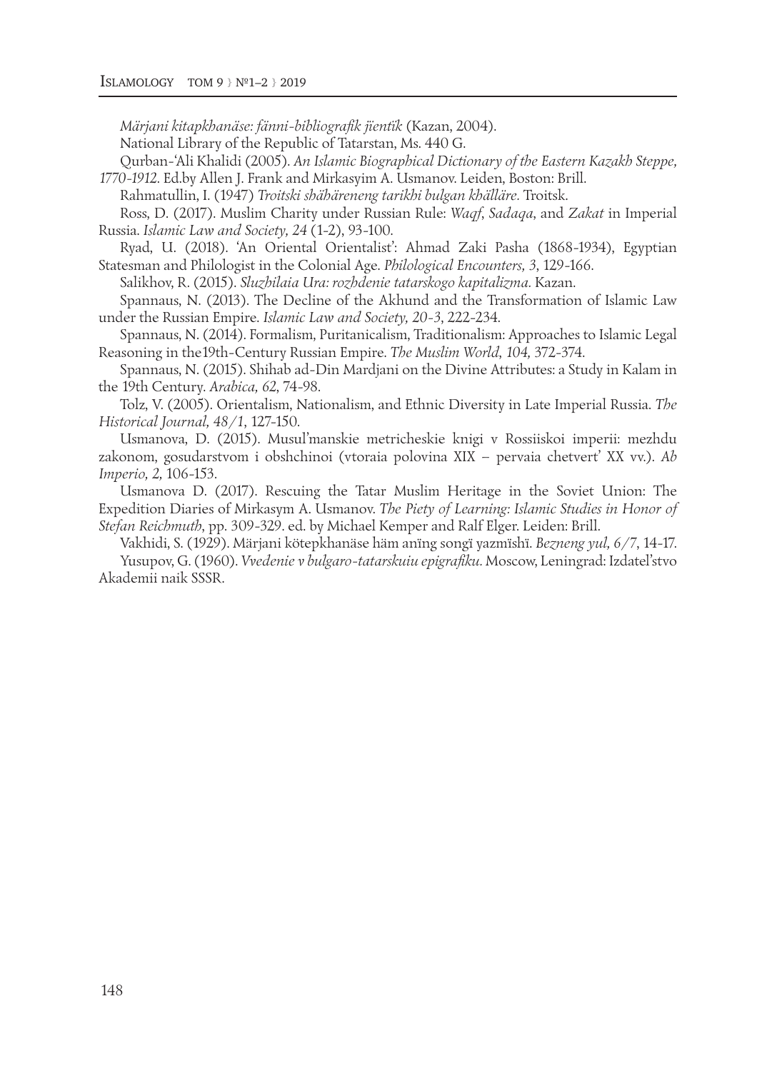*Märjani kitapkhanäse: fänni-bibliografik jïentïk* (Kazan, 2004).

National Library of the Republic of Tatarstan, Ms. 440 G.

Qurban-'Ali Khalidi (2005). *An Islamic Biographical Dictionary of the Eastern Kazakh Steppe, 1770-1912*. Ed.by Allen J. Frank and Mirkasyim A. Usmanov. Leiden, Boston: Brill.

Rahmatullin, I. (1947) *Troitski shähäreneng tarikhi bulgan khälläre*. Troitsk.

Ross, D. (2017). Muslim Charity under Russian Rule: *Waqf*, *Sadaqa*, and *Zakat* in Imperial Russia. *Islamic Law and Society, 24* (1-2), 93-100.

Ryad, U. (2018). 'An Oriental Orientalist': Ahmad Zaki Pasha (1868-1934), Egyptian Statesman and Philologist in the Colonial Age. *Philological Encounters, 3*, 129-166.

Salikhov, R. (2015). *Sluzhilaia Ura: rozhdenie tatarskogo kapitalizma*. Kazan.

Spannaus, N. (2013). The Decline of the Akhund and the Transformation of Islamic Law under the Russian Empire. *Islamic Law and Society, 20-3*, 222-234.

Spannaus, N. (2014). Formalism, Puritanicalism, Traditionalism: Approaches to Islamic Legal Reasoning in the19th-Century Russian Empire. *The Muslim World, 104,* 372-374.

Spannaus, N. (2015). Shihab ad-Din Mardjani on the Divine Attributes: a Study in Kalam in the 19th Century. *Arabica, 62*, 74-98.

Tolz, V. (2005). Orientalism, Nationalism, and Ethnic Diversity in Late Imperial Russia. *The Historical Journal, 48/1*, 127-150.

Usmanova, D. (2015). Musul'manskie metricheskie knigi v Rossiiskoi imperii: mezhdu zakonom, gosudarstvom i obshchinoi (vtoraia polovina XIX – pervaia chetvert' XX vv.). *Ab Imperio, 2,* 106-153.

Usmanova D. (2017). Rescuing the Tatar Muslim Heritage in the Soviet Union: The Expedition Diaries of Mirkasym A. Usmanov. *The Piety of Learning: Islamic Studies in Honor of Stefan Reichmuth*, pp. 309-329. ed. by Michael Kemper and Ralf Elger. Leiden: Brill.

Vakhidi, S. (1929). Märjani kötepkhanäse häm anïng songï yazmïshï. *Bezneng yul, 6/7*, 14-17.

Yusupov, G. (1960). *Vvedenie v bulgaro-tatarskuiu epigrafiku.* Moscow, Leningrad: Izdatel'stvo Akademii naik SSSR.